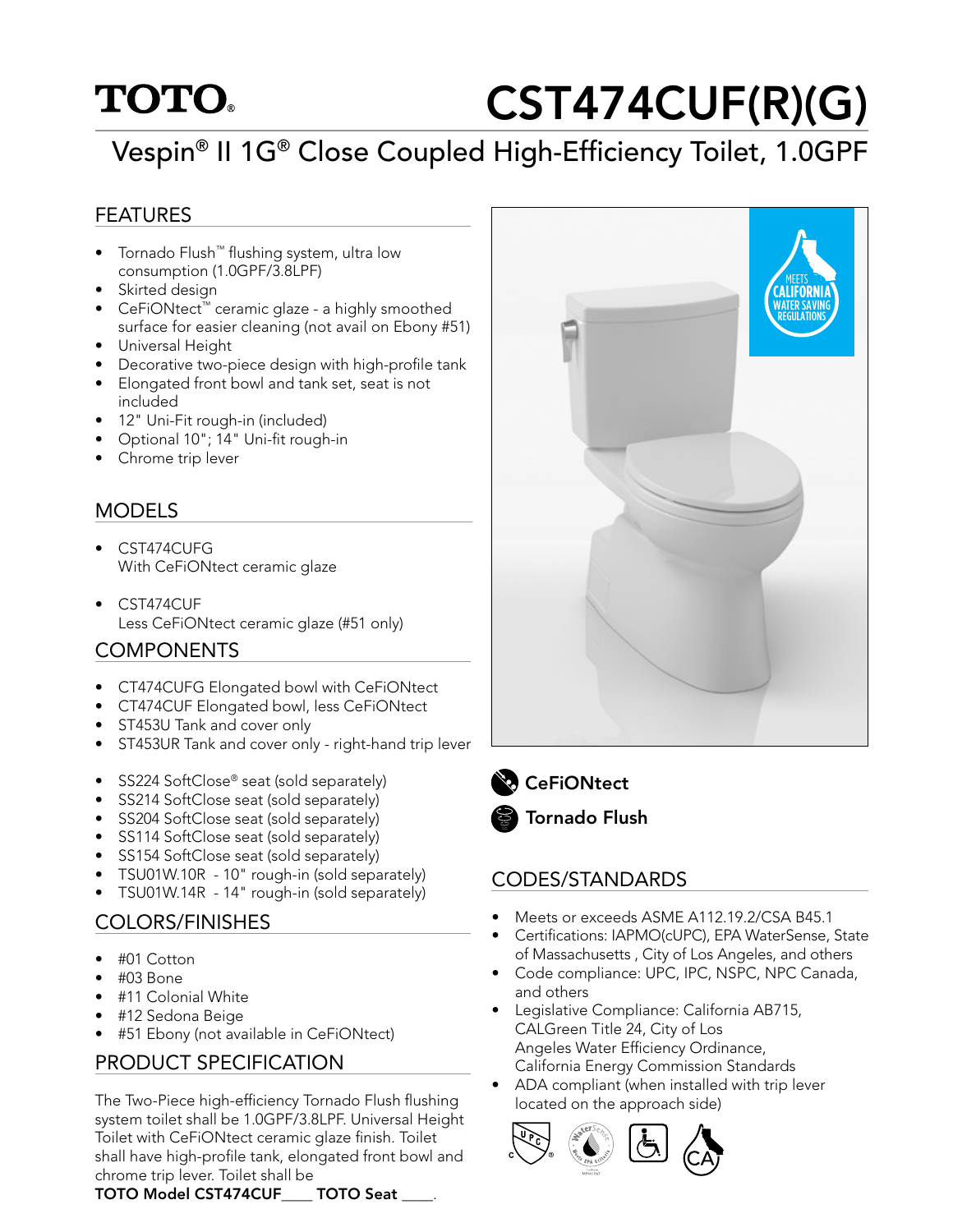# TOTO® CST474CUF(R)(G)

## Vespin® II 1G® Close Coupled High-Efficiency Toilet, 1.0GPF

### FEATURES

- Tornado Flush™ flushing system, ultra low consumption (1.0GPF/3.8LPF)
- Skirted design
- CeFiONtect™ ceramic glaze - a highly smoothed surface for easier cleaning (not avail on Ebony #51)
- Universal Height
- Decorative two-piece design with high-profile tank
- Elongated front bowl and tank set, seat is not included
- 12" Uni-Fit rough-in (included)
- Optional 10"; 14" Uni-fit rough-in
- Chrome trip lever

### MODELS

- CST474CUFG
  With CeFiONtect ceramic glaze

- CST474CUF
  Less CeFiONtect ceramic glaze (#51 only)

### COMPONENTS

- CT474CUFG Elongated bowl with CeFiONtect
- CT474CUF Elongated bowl, less CeFiONtect
- ST453U Tank and cover only
- ST453UR Tank and cover only - right-hand trip lever

- SS224 SoftClose® seat (sold separately)
- SS214 SoftClose seat (sold separately)
- SS204 SoftClose seat (sold separately)
- SS114 SoftClose seat (sold separately)
- SS154 SoftClose seat (sold separately)
- TSU01W.10R - 10" rough-in (sold separately)
- TSU01W.14R - 14" rough-in (sold separately)

### COLORS/FINISHES

- #01 Cotton
- #03 Bone
- #11 Colonial White
- #12 Sedona Beige
- #51 Ebony (not available in CeFiONtect)

### PRODUCT SPECIFICATION

The Two-Piece high-efficiency Tornado Flush flushing system toilet shall be 1.0GPF/3.8LPF. Universal Height Toilet with CeFiONtect ceramic glaze finish. Toilet shall have high-profile tank, elongated front bowl and chrome trip lever. Toilet shall be
**TOTO Model CST474CUF____ TOTO Seat ____.**

MEETS CALIFORNIA WATER SAVING REGULATIONS

**CeFiONtect**

**Tornado Flush**

### CODES/STANDARDS

- Meets or exceeds ASME A112.19.2/CSA B45.1
- Certifications: IAPMO(cUPC), EPA WaterSense, State of Massachusetts , City of Los Angeles, and others
- Code compliance: UPC, IPC, NSPC, NPC Canada, and others
- Legislative Compliance: California AB715, CALGreen Title 24, City of Los Angeles Water Efficiency Ordinance, California Energy Commission Standards
- ADA compliant (when installed with trip lever located on the approach side)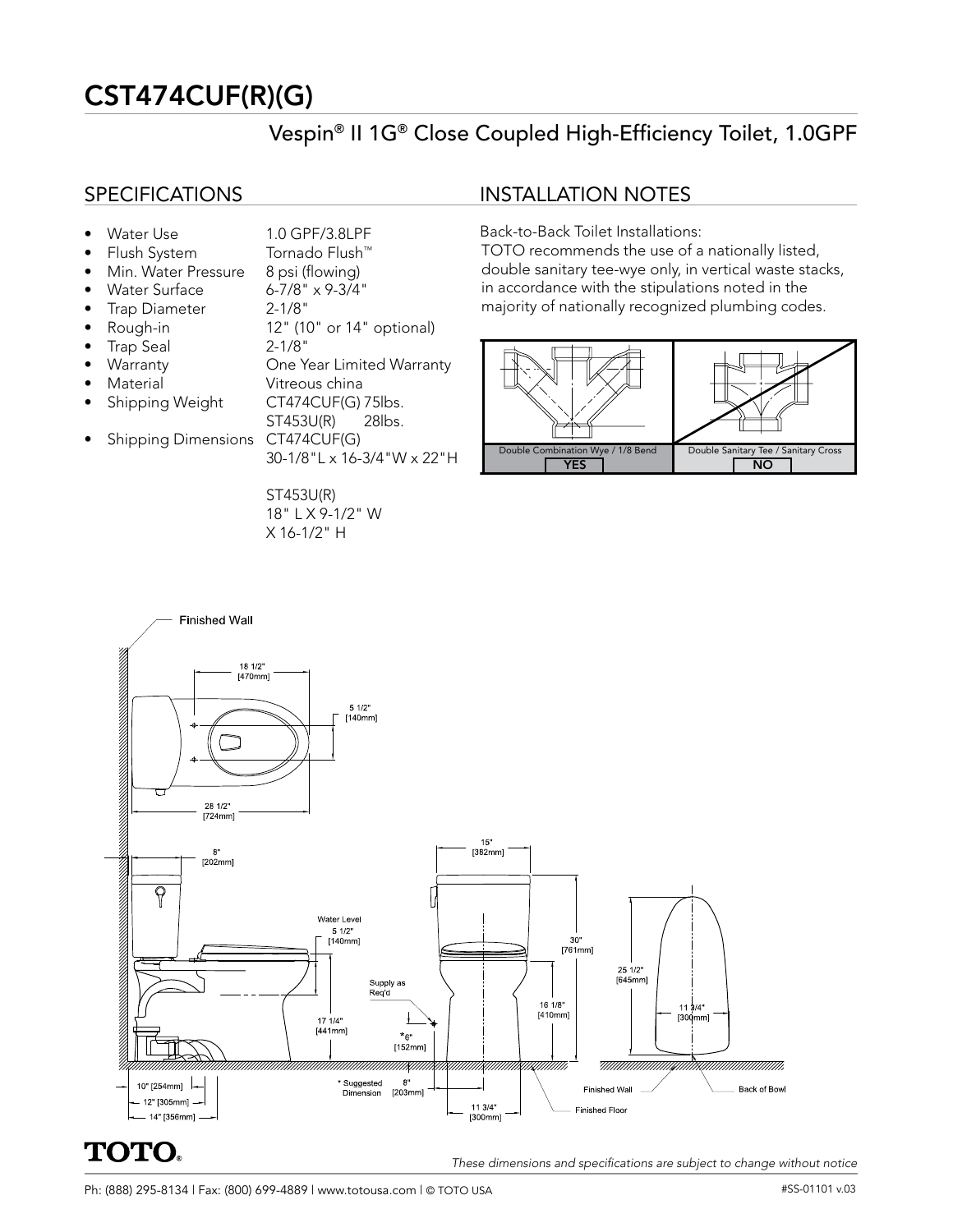# CST474CUF(R)(G)

## Vespin® II 1G® Close Coupled High-Efficiency Toilet, 1.0GPF

## SPECIFICATIONS

- Water Use — 1.0 GPF/3.8LPF
- Flush System — Tornado Flush™
- Min. Water Pressure — 8 psi (flowing)
- Water Surface — 6-7/8" x 9-3/4"
- Trap Diameter — 2-1/8"
- Rough-in — 12" (10" or 14" optional)
- Trap Seal — 2-1/8"
- Warranty — One Year Limited Warranty
- Material — Vitreous china
- Shipping Weight — CT474CUF(G) 75lbs.; ST453U(R) 28lbs.
- Shipping Dimensions — CT474CUF(G) 30-1/8"L x 16-3/4"W x 22"H; ST453U(R) 18" L X 9-1/2" W X 16-1/2" H

## INSTALLATION NOTES

Back-to-Back Toilet Installations:
TOTO recommends the use of a nationally listed, double sanitary tee-wye only, in vertical waste stacks, in accordance with the stipulations noted in the majority of nationally recognized plumbing codes.

Double Combination Wye / 1/8 Bend
YES

Double Sanitary Tee / Sanitary Cross
NO

Finished Wall
18 1/2" [470mm]
5 1/2" [140mm]
28 1/2" [724mm]
8" [202mm]
Water Level
5 1/2" [140mm]
Supply as Req'd
17 1/4" [441mm]
*6" [152mm]
10" [254mm]
12" [305mm]
14" [356mm]
* Suggested Dimension
8" [203mm]
15" [382mm]
30" [761mm]
16 1/8" [410mm]
11 3/4" [300mm]
25 1/2" [645mm]
11 3/4" [300mm]
Finished Wall
Finished Floor
Back of Bowl

*These dimensions and specifications are subject to change without notice*

Ph: (888) 295-8134 | Fax: (800) 699-4889 | www.totousa.com | © TOTO USA

#SS-01101 v.03